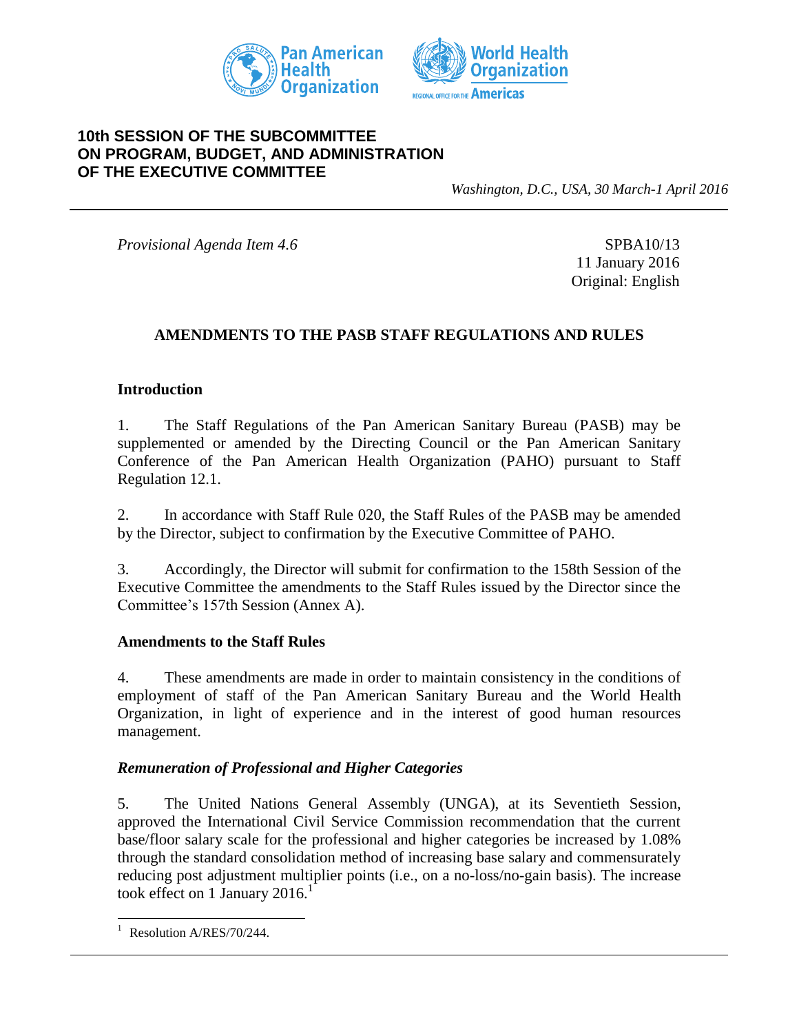Pan American Health Organization

World Health Organization

REGIONAL OFFICE FOR THE Americas

**10th SESSION OF THE SUBCOMMITTEE ON PROGRAM, BUDGET, AND ADMINISTRATION OF THE EXECUTIVE COMMITTEE**

*Washington, D.C., USA, 30 March-1 April 2016*

*Provisional Agenda Item 4.6*

SPBA10/13
11 January 2016
Original: English

## AMENDMENTS TO THE PASB STAFF REGULATIONS AND RULES

### Introduction

1. The Staff Regulations of the Pan American Sanitary Bureau (PASB) may be supplemented or amended by the Directing Council or the Pan American Sanitary Conference of the Pan American Health Organization (PAHO) pursuant to Staff Regulation 12.1.

2. In accordance with Staff Rule 020, the Staff Rules of the PASB may be amended by the Director, subject to confirmation by the Executive Committee of PAHO.

3. Accordingly, the Director will submit for confirmation to the 158th Session of the Executive Committee the amendments to the Staff Rules issued by the Director since the Committee's 157th Session (Annex A).

### Amendments to the Staff Rules

4. These amendments are made in order to maintain consistency in the conditions of employment of staff of the Pan American Sanitary Bureau and the World Health Organization, in light of experience and in the interest of good human resources management.

#### *Remuneration of Professional and Higher Categories*

5. The United Nations General Assembly (UNGA), at its Seventieth Session, approved the International Civil Service Commission recommendation that the current base/floor salary scale for the professional and higher categories be increased by 1.08% through the standard consolidation method of increasing base salary and commensurately reducing post adjustment multiplier points (i.e., on a no-loss/no-gain basis). The increase took effect on 1 January 2016.[1]

[1] Resolution A/RES/70/244.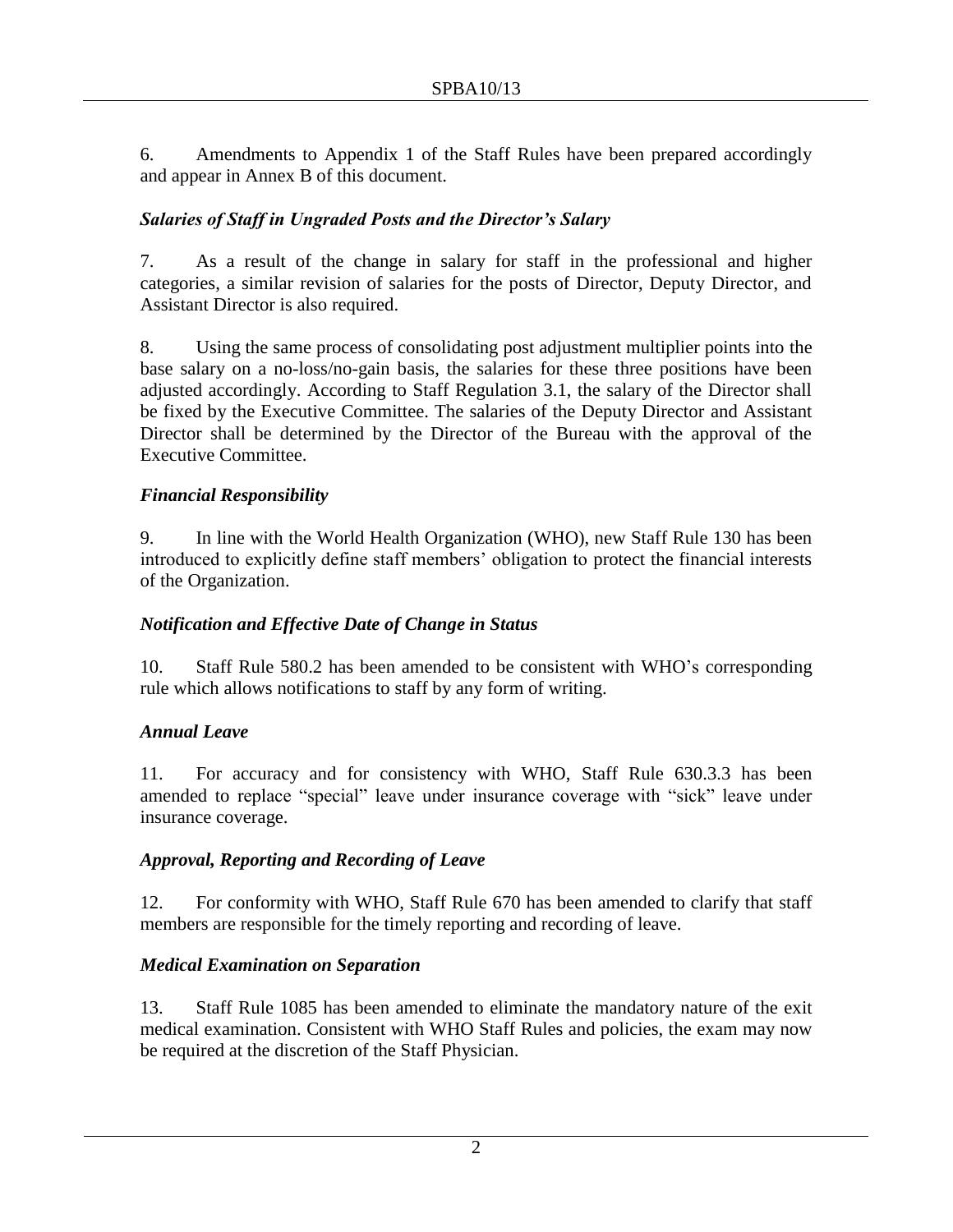6. Amendments to Appendix 1 of the Staff Rules have been prepared accordingly and appear in Annex B of this document.

### *Salaries of Staff in Ungraded Posts and the Director's Salary*

7. As a result of the change in salary for staff in the professional and higher categories, a similar revision of salaries for the posts of Director, Deputy Director, and Assistant Director is also required.

8. Using the same process of consolidating post adjustment multiplier points into the base salary on a no-loss/no-gain basis, the salaries for these three positions have been adjusted accordingly. According to Staff Regulation 3.1, the salary of the Director shall be fixed by the Executive Committee. The salaries of the Deputy Director and Assistant Director shall be determined by the Director of the Bureau with the approval of the Executive Committee.

### *Financial Responsibility*

9. In line with the World Health Organization (WHO), new Staff Rule 130 has been introduced to explicitly define staff members' obligation to protect the financial interests of the Organization.

### *Notification and Effective Date of Change in Status*

10. Staff Rule 580.2 has been amended to be consistent with WHO's corresponding rule which allows notifications to staff by any form of writing.

### *Annual Leave*

11. For accuracy and for consistency with WHO, Staff Rule 630.3.3 has been amended to replace "special" leave under insurance coverage with "sick" leave under insurance coverage.

### *Approval, Reporting and Recording of Leave*

12. For conformity with WHO, Staff Rule 670 has been amended to clarify that staff members are responsible for the timely reporting and recording of leave.

### *Medical Examination on Separation*

13. Staff Rule 1085 has been amended to eliminate the mandatory nature of the exit medical examination. Consistent with WHO Staff Rules and policies, the exam may now be required at the discretion of the Staff Physician.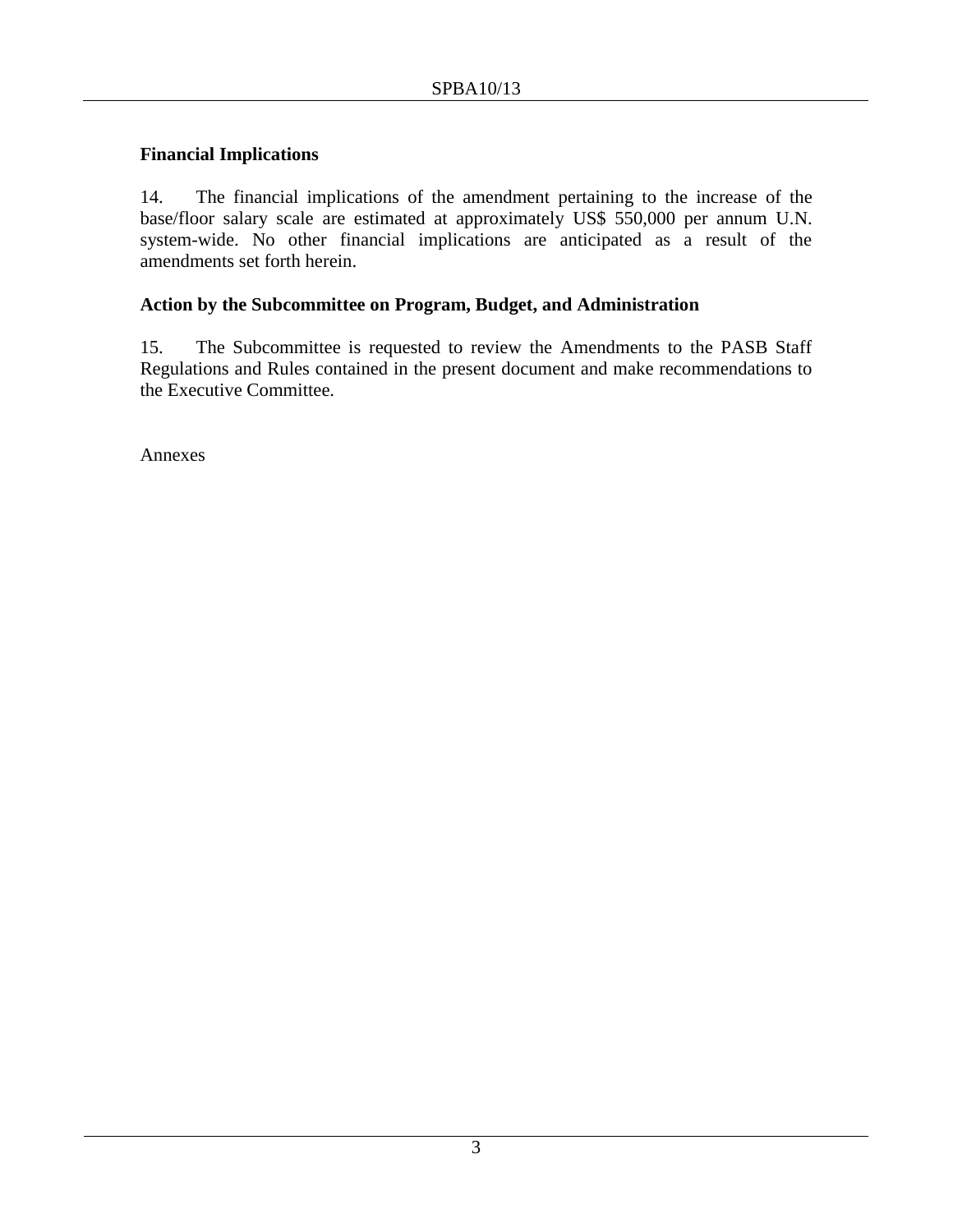### Financial Implications

14. The financial implications of the amendment pertaining to the increase of the base/floor salary scale are estimated at approximately US$ 550,000 per annum U.N. system-wide. No other financial implications are anticipated as a result of the amendments set forth herein.

### Action by the Subcommittee on Program, Budget, and Administration

15. The Subcommittee is requested to review the Amendments to the PASB Staff Regulations and Rules contained in the present document and make recommendations to the Executive Committee.

Annexes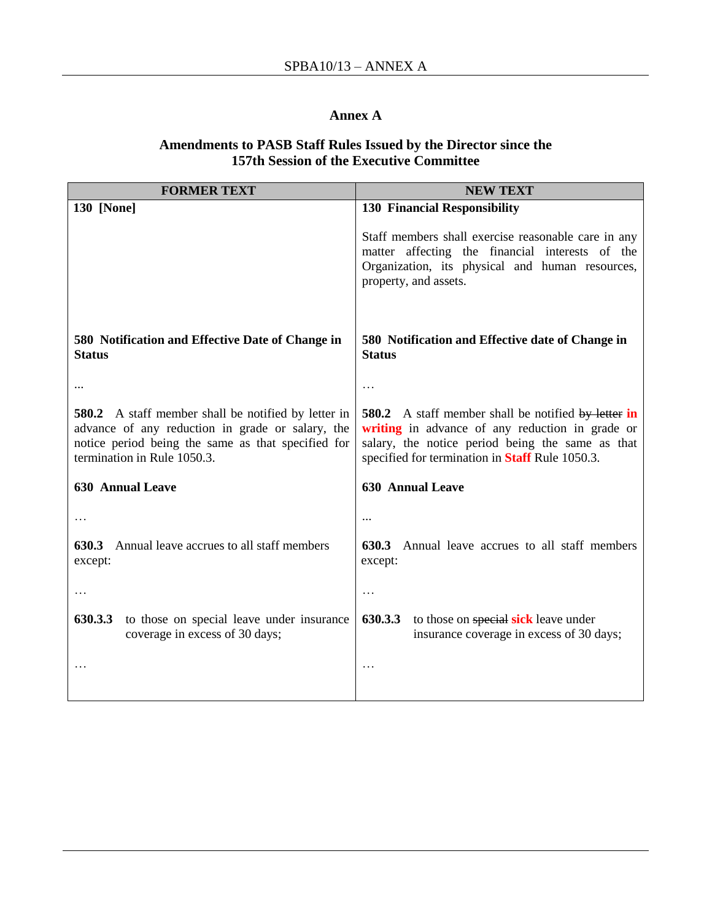## Annex A

### Amendments to PASB Staff Rules Issued by the Director since the 157th Session of the Executive Committee

| FORMER TEXT | NEW TEXT |
|---|---|
| **130 [None]** | **130 Financial Responsibility**<br><br>Staff members shall exercise reasonable care in any matter affecting the financial interests of the Organization, its physical and human resources, property, and assets. |
| **580 Notification and Effective Date of Change in Status**<br><br>…<br><br>**580.2** A staff member shall be notified by letter in advance of any reduction in grade or salary, the notice period being the same as that specified for termination in Rule 1050.3. | **580 Notification and Effective date of Change in Status**<br><br>…<br><br>**580.2** A staff member shall be notified ~~by letter~~ **in writing** in advance of any reduction in grade or salary, the notice period being the same as that specified for termination in **Staff** Rule 1050.3. |
| **630 Annual Leave**<br><br>…<br><br>**630.3** Annual leave accrues to all staff members except:<br><br>…<br><br>**630.3.3** to those on special leave under insurance coverage in excess of 30 days;<br><br>… | **630 Annual Leave**<br><br>…<br><br>**630.3** Annual leave accrues to all staff members except:<br><br>…<br><br>**630.3.3** to those on ~~special~~ **sick** leave under insurance coverage in excess of 30 days;<br><br>… |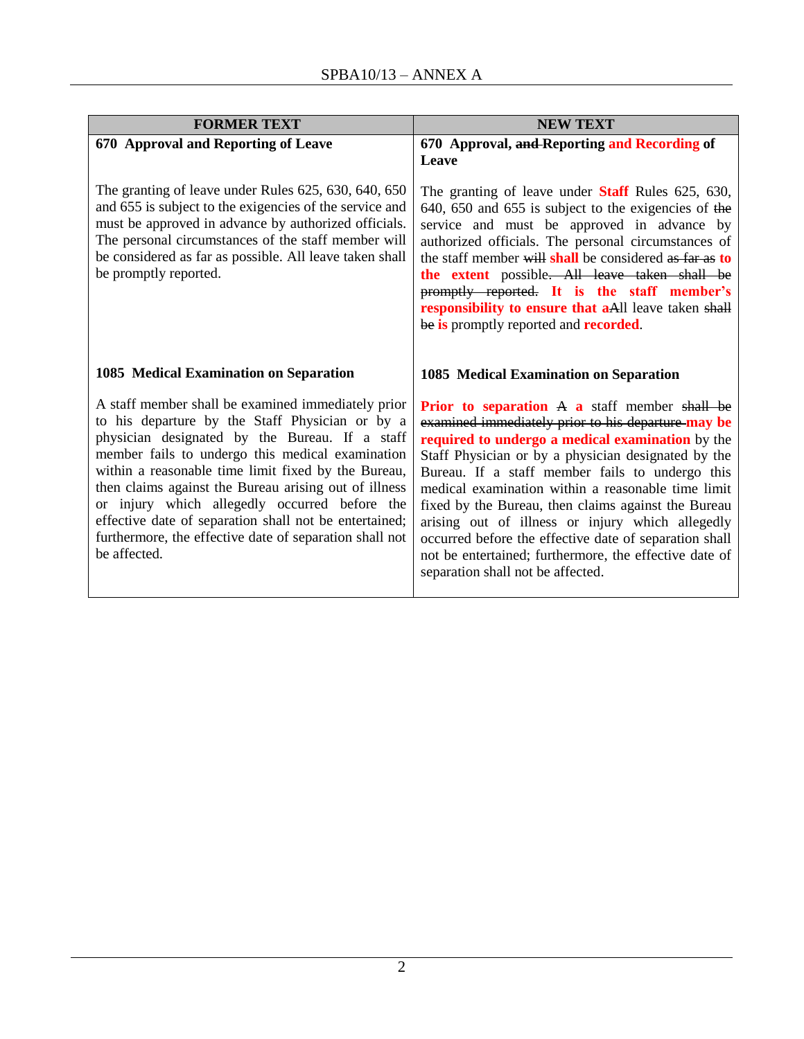| FORMER TEXT | NEW TEXT |
|---|---|
| **670 Approval and Reporting of Leave**<br><br>The granting of leave under Rules 625, 630, 640, 650 and 655 is subject to the exigencies of the service and must be approved in advance by authorized officials. The personal circumstances of the staff member will be considered as far as possible. All leave taken shall be promptly reported. | **670 Approval, ~~and~~ Reporting and Recording of Leave**<br><br>The granting of leave under **Staff** Rules 625, 630, 640, 650 and 655 is subject to the exigencies of ~~the~~ service and must be approved in advance by authorized officials. The personal circumstances of the staff member ~~will~~ **shall** be considered ~~as far as~~ **to the extent** possible~~. All leave taken shall be promptly reported.~~ **It is the staff member's responsibility to ensure that a**~~A~~ll leave taken ~~shall be~~ **is** promptly reported and **recorded**. |
| **1085 Medical Examination on Separation**<br><br>A staff member shall be examined immediately prior to his departure by the Staff Physician or by a physician designated by the Bureau. If a staff member fails to undergo this medical examination within a reasonable time limit fixed by the Bureau, then claims against the Bureau arising out of illness or injury which allegedly occurred before the effective date of separation shall not be entertained; furthermore, the effective date of separation shall not be affected. | **1085 Medical Examination on Separation**<br><br>**Prior to separation** ~~A~~ **a** staff member ~~shall be examined immediately prior to his departure~~ **may be required to undergo a medical examination** by the Staff Physician or by a physician designated by the Bureau. If a staff member fails to undergo this medical examination within a reasonable time limit fixed by the Bureau, then claims against the Bureau arising out of illness or injury which allegedly occurred before the effective date of separation shall not be entertained; furthermore, the effective date of separation shall not be affected. |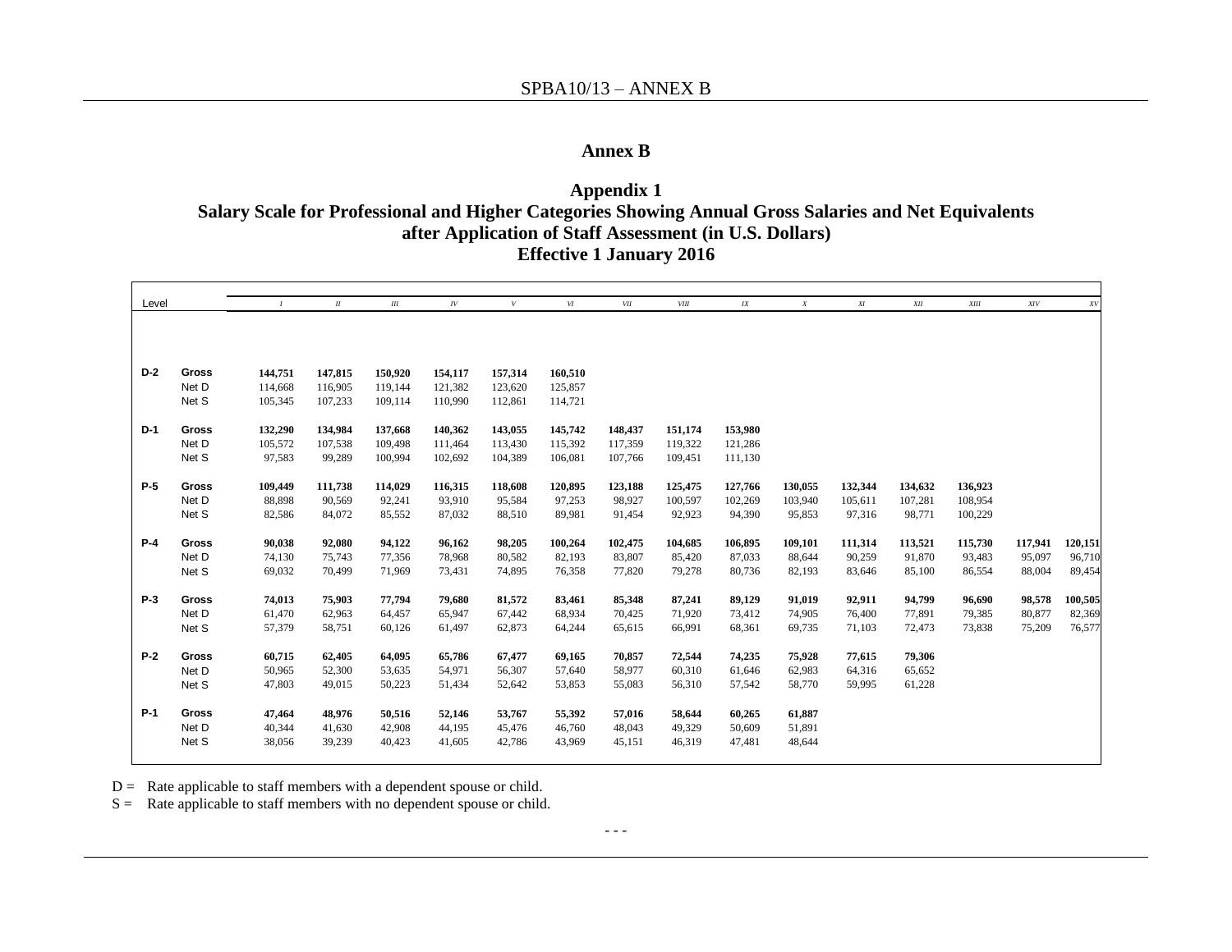## Annex B

### Appendix 1
### Salary Scale for Professional and Higher Categories Showing Annual Gross Salaries and Net Equivalents after Application of Staff Assessment (in U.S. Dollars)
### Effective 1 January 2016

| Level | | I | II | III | IV | V | VI | VII | VIII | IX | X | XI | XII | XIII | XIV | XV |
|---|---|---|---|---|---|---|---|---|---|---|---|---|---|---|---|---|
| **D-2** | **Gross** | **144,751** | **147,815** | **150,920** | **154,117** | **157,314** | **160,510** | | | | | | | | | |
| | Net D | 114,668 | 116,905 | 119,144 | 121,382 | 123,620 | 125,857 | | | | | | | | | |
| | Net S | 105,345 | 107,233 | 109,114 | 110,990 | 112,861 | 114,721 | | | | | | | | | |
| **D-1** | **Gross** | **132,290** | **134,984** | **137,668** | **140,362** | **143,055** | **145,742** | **148,437** | **151,174** | **153,980** | | | | | | |
| | Net D | 105,572 | 107,538 | 109,498 | 111,464 | 113,430 | 115,392 | 117,359 | 119,322 | 121,286 | | | | | | |
| | Net S | 97,583 | 99,289 | 100,994 | 102,692 | 104,389 | 106,081 | 107,766 | 109,451 | 111,130 | | | | | | |
| **P-5** | **Gross** | **109,449** | **111,738** | **114,029** | **116,315** | **118,608** | **120,895** | **123,188** | **125,475** | **127,766** | **130,055** | **132,344** | **134,632** | **136,923** | | |
| | Net D | 88,898 | 90,569 | 92,241 | 93,910 | 95,584 | 97,253 | 98,927 | 100,597 | 102,269 | 103,940 | 105,611 | 107,281 | 108,954 | | |
| | Net S | 82,586 | 84,072 | 85,552 | 87,032 | 88,510 | 89,981 | 91,454 | 92,923 | 94,390 | 95,853 | 97,316 | 98,771 | 100,229 | | |
| **P-4** | **Gross** | **90,038** | **92,080** | **94,122** | **96,162** | **98,205** | **100,264** | **102,475** | **104,685** | **106,895** | **109,101** | **111,314** | **113,521** | **115,730** | **117,941** | **120,151** |
| | Net D | 74,130 | 75,743 | 77,356 | 78,968 | 80,582 | 82,193 | 83,807 | 85,420 | 87,033 | 88,644 | 90,259 | 91,870 | 93,483 | 95,097 | 96,710 |
| | Net S | 69,032 | 70,499 | 71,969 | 73,431 | 74,895 | 76,358 | 77,820 | 79,278 | 80,736 | 82,193 | 83,646 | 85,100 | 86,554 | 88,004 | 89,454 |
| **P-3** | **Gross** | **74,013** | **75,903** | **77,794** | **79,680** | **81,572** | **83,461** | **85,348** | **87,241** | **89,129** | **91,019** | **92,911** | **94,799** | **96,690** | **98,578** | **100,505** |
| | Net D | 61,470 | 62,963 | 64,457 | 65,947 | 67,442 | 68,934 | 70,425 | 71,920 | 73,412 | 74,905 | 76,400 | 77,891 | 79,385 | 80,877 | 82,369 |
| | Net S | 57,379 | 58,751 | 60,126 | 61,497 | 62,873 | 64,244 | 65,615 | 66,991 | 68,361 | 69,735 | 71,103 | 72,473 | 73,838 | 75,209 | 76,577 |
| **P-2** | **Gross** | **60,715** | **62,405** | **64,095** | **65,786** | **67,477** | **69,165** | **70,857** | **72,544** | **74,235** | **75,928** | **77,615** | **79,306** | | | |
| | Net D | 50,965 | 52,300 | 53,635 | 54,971 | 56,307 | 57,640 | 58,977 | 60,310 | 61,646 | 62,983 | 64,316 | 65,652 | | | |
| | Net S | 47,803 | 49,015 | 50,223 | 51,434 | 52,642 | 53,853 | 55,083 | 56,310 | 57,542 | 58,770 | 59,995 | 61,228 | | | |
| **P-1** | **Gross** | **47,464** | **48,976** | **50,516** | **52,146** | **53,767** | **55,392** | **57,016** | **58,644** | **60,265** | **61,887** | | | | | |
| | Net D | 40,344 | 41,630 | 42,908 | 44,195 | 45,476 | 46,760 | 48,043 | 49,329 | 50,609 | 51,891 | | | | | |
| | Net S | 38,056 | 39,239 | 40,423 | 41,605 | 42,786 | 43,969 | 45,151 | 46,319 | 47,481 | 48,644 | | | | | |

D = Rate applicable to staff members with a dependent spouse or child.
S = Rate applicable to staff members with no dependent spouse or child.

- - -